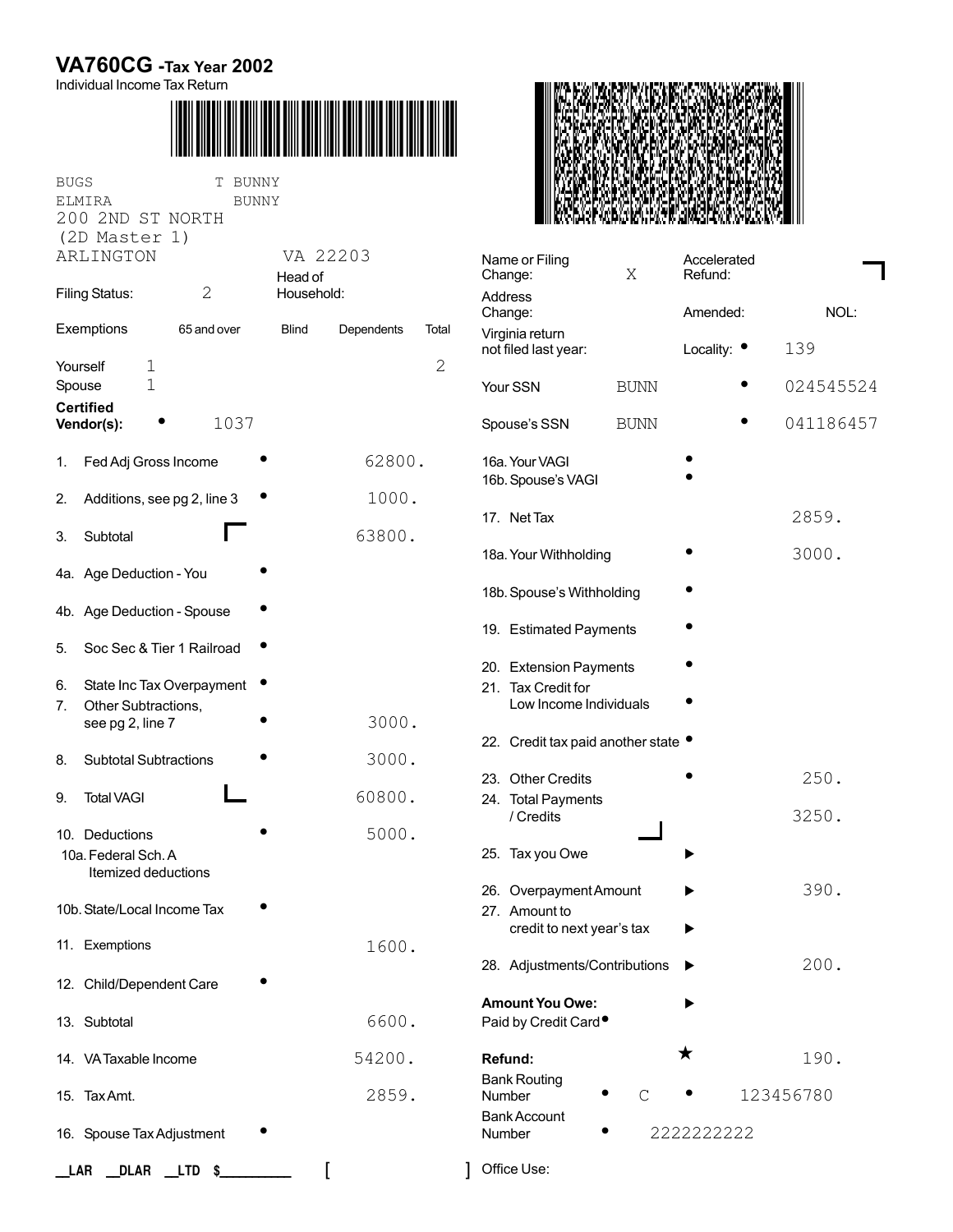# VA760CG - Tax Year 2002

Individual Income Tax Return

BUGS T BUNNY
ELMIRA BUNNY
200 2ND ST NORTH
(2D Master 1)
ARLINGTON VA 22203

| | | | | | |
|---|---|---|---|---|---|
| Filing Status: | 2 | Head of Household: | | | |
| Exemptions | 65 and over | Blind | Dependents | Total | |
| Yourself | 1 | | | 2 | |
| Spouse | 1 | | | | |

**Certified Vendor(s):** • 1037

| Line | Description | Amount |
|---|---|---|
| 1. | Fed Adj Gross Income • | 62800. |
| 2. | Additions, see pg 2, line 3 • | 1000. |
| 3. | Subtotal | 63800. |
| 4a. | Age Deduction - You • | |
| 4b. | Age Deduction - Spouse • | |
| 5. | Soc Sec & Tier 1 Railroad • | |
| 6. | State Inc Tax Overpayment • | |
| 7. | Other Subtractions, see pg 2, line 7 • | 3000. |
| 8. | Subtotal Subtractions • | 3000. |
| 9. | Total VAGI | 60800. |
| 10. | Deductions • | 5000. |
| 10a. | Federal Sch. A Itemized deductions | |
| 10b. | State/Local Income Tax • | |
| 11. | Exemptions | 1600. |
| 12. | Child/Dependent Care • | |
| 13. | Subtotal | 6600. |
| 14. | VA Taxable Income | 54200. |
| 15. | Tax Amt. | 2859. |
| 16. | Spouse Tax Adjustment • | |

| | | | |
|---|---|---|---|
| Name or Filing Change: | X | Accelerated Refund: | |
| Address Change: | | Amended: | NOL: |
| Virginia return not filed last year: | | Locality: • | 139 |
| Your SSN | BUNN | • | 024545524 |
| Spouse's SSN | BUNN | • | 041186457 |

| Line | Description | Amount |
|---|---|---|
| 16a. | Your VAGI • | |
| 16b. | Spouse's VAGI • | |
| 17. | Net Tax | 2859. |
| 18a. | Your Withholding • | 3000. |
| 18b. | Spouse's Withholding • | |
| 19. | Estimated Payments • | |
| 20. | Extension Payments • | |
| 21. | Tax Credit for Low Income Individuals • | |
| 22. | Credit tax paid another state • | |
| 23. | Other Credits • | 250. |
| 24. | Total Payments / Credits | 3250. |
| 25. | Tax you Owe ▶ | |
| 26. | Overpayment Amount ▶ | 390. |
| 27. | Amount to credit to next year's tax ▶ | |
| 28. | Adjustments/Contributions ▶ | 200. |
| | **Amount You Owe:** ▶ | |
| | Paid by Credit Card • | |
| | **Refund:** ★ | 190. |
| | Bank Routing Number • C • | 123456780 |
| | Bank Account Number • | 2222222222 |

__LAR __DLAR __LTD $_________ [ ] Office Use: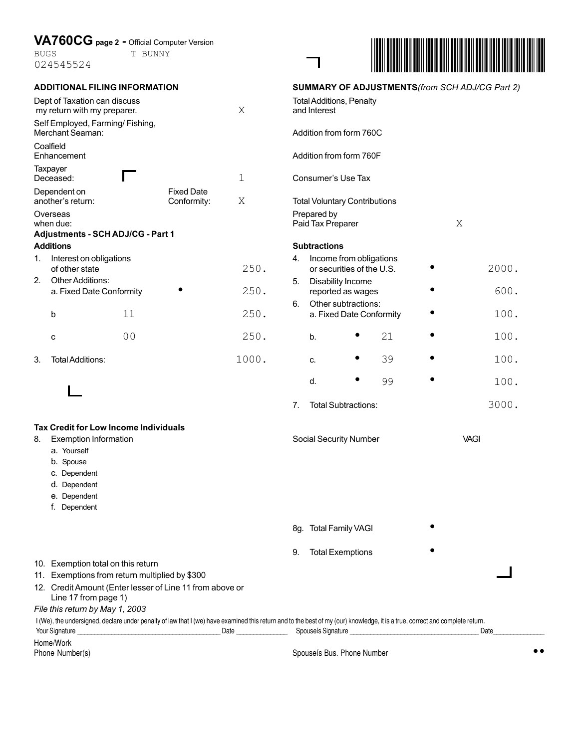# VA760CG page 2 - Official Computer Version

BUGS T BUNNY
024545524

## ADDITIONAL FILING INFORMATION

| | |
|---|---|
| Dept of Taxation can discuss my return with my preparer. | X |
| Self Employed, Farming/ Fishing, Merchant Seaman: | |
| Coalfield Enhancement | |
| Taxpayer Deceased: | 1 |
| Dependent on another's return: | |
| Fixed Date Conformity: | X |
| Overseas when due: | |

## SUMMARY OF ADJUSTMENTS *(from SCH ADJ/CG Part 2)*

| | |
|---|---|
| Total Additions, Penalty and Interest | |
| Addition from form 760C | |
| Addition from form 760F | |
| Consumer's Use Tax | |
| Total Voluntary Contributions | |
| Prepared by Paid Tax Preparer | X |

## Adjustments - SCH ADJ/CG - Part 1

### Additions

| | | | |
|---|---|---|---|
| 1. | Interest on obligations of other state | | 250. |
| 2. | Other Additions: a. Fixed Date Conformity | | 250. |
| | b | 11 | 250. |
| | c | 00 | 250. |
| 3. | Total Additions: | | 1000. |

### Subtractions

| | | | |
|---|---|---|---|
| 4. | Income from obligations or securities of the U.S. | | 2000. |
| 5. | Disability Income reported as wages | | 600. |
| 6. | Other subtractions: a. Fixed Date Conformity | | 100. |
| | b. | 21 | 100. |
| | c. | 39 | 100. |
| | d. | 99 | 100. |
| 7. | Total Subtractions: | | 3000. |

## Tax Credit for Low Income Individuals

8. Exemption Information
   - a. Yourself
   - b. Spouse
   - c. Dependent
   - d. Dependent
   - e. Dependent
   - f. Dependent

Social Security Number VAGI

8g. Total Family VAGI

9. Total Exemptions

10. Exemption total on this return
11. Exemptions from return multiplied by $300
12. Credit Amount (Enter lesser of Line 11 from above or Line 17 from page 1)

*File this return by May 1, 2003*

I (We), the undersigned, declare under penalty of law that I (we) have examined this return and to the best of my (our) knowledge, it is a true, correct and complete return.

Your Signature ______________________ Date ____________ Spouseís Signature ______________________ Date ____________

Home/Work Phone Number(s)

Spouseís Bus. Phone Number